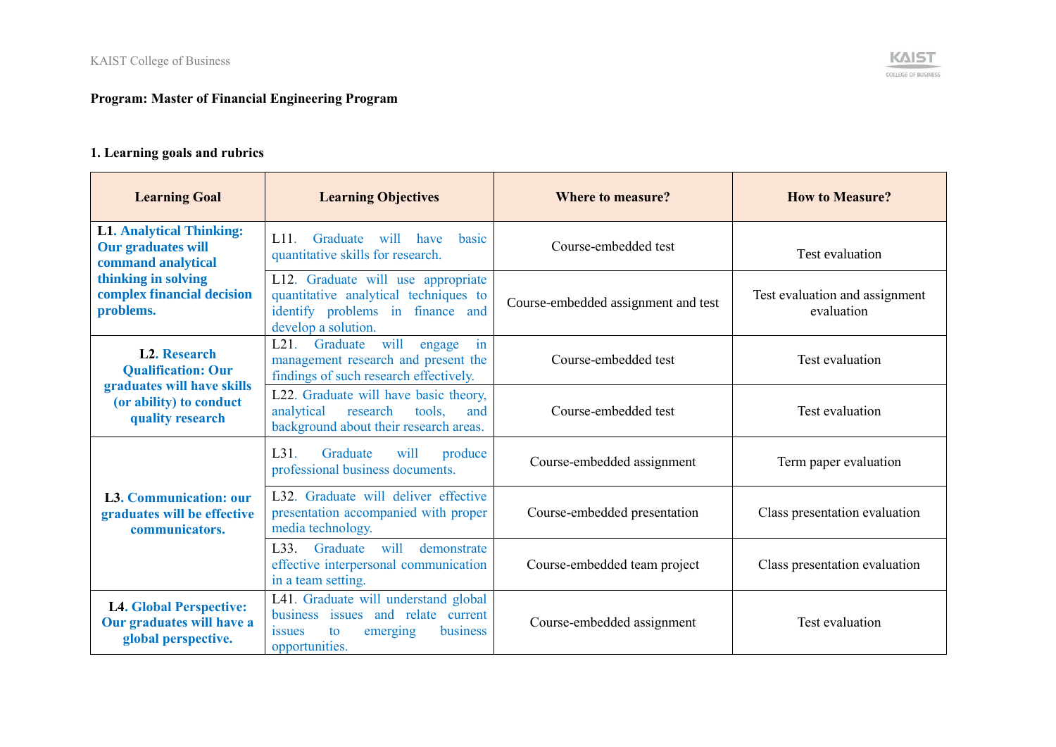**Program: Master of Financial Engineering Program**

**1. Learning goals and rubrics**

| Learning Goal | Learning Objectives | Where to measure? | How to Measure? |
|---|---|---|---|
| **L1. Analytical Thinking: Our graduates will command analytical thinking in solving complex financial decision problems.** | L11. Graduate will have basic quantitative skills for research. | Course-embedded test | Test evaluation |
| | L12. Graduate will use appropriate quantitative analytical techniques to identify problems in finance and develop a solution. | Course-embedded assignment and test | Test evaluation and assignment evaluation |
| **L2. Research Qualification: Our graduates will have skills (or ability) to conduct quality research** | L21. Graduate will engage in management research and present the findings of such research effectively. | Course-embedded test | Test evaluation |
| | L22. Graduate will have basic theory, analytical research tools, and background about their research areas. | Course-embedded test | Test evaluation |
| **L3. Communication: our graduates will be effective communicators.** | L31. Graduate will produce professional business documents. | Course-embedded assignment | Term paper evaluation |
| | L32. Graduate will deliver effective presentation accompanied with proper media technology. | Course-embedded presentation | Class presentation evaluation |
| | L33. Graduate will demonstrate effective interpersonal communication in a team setting. | Course-embedded team project | Class presentation evaluation |
| **L4. Global Perspective: Our graduates will have a global perspective.** | L41. Graduate will understand global business issues and relate current issues to emerging business opportunities. | Course-embedded assignment | Test evaluation |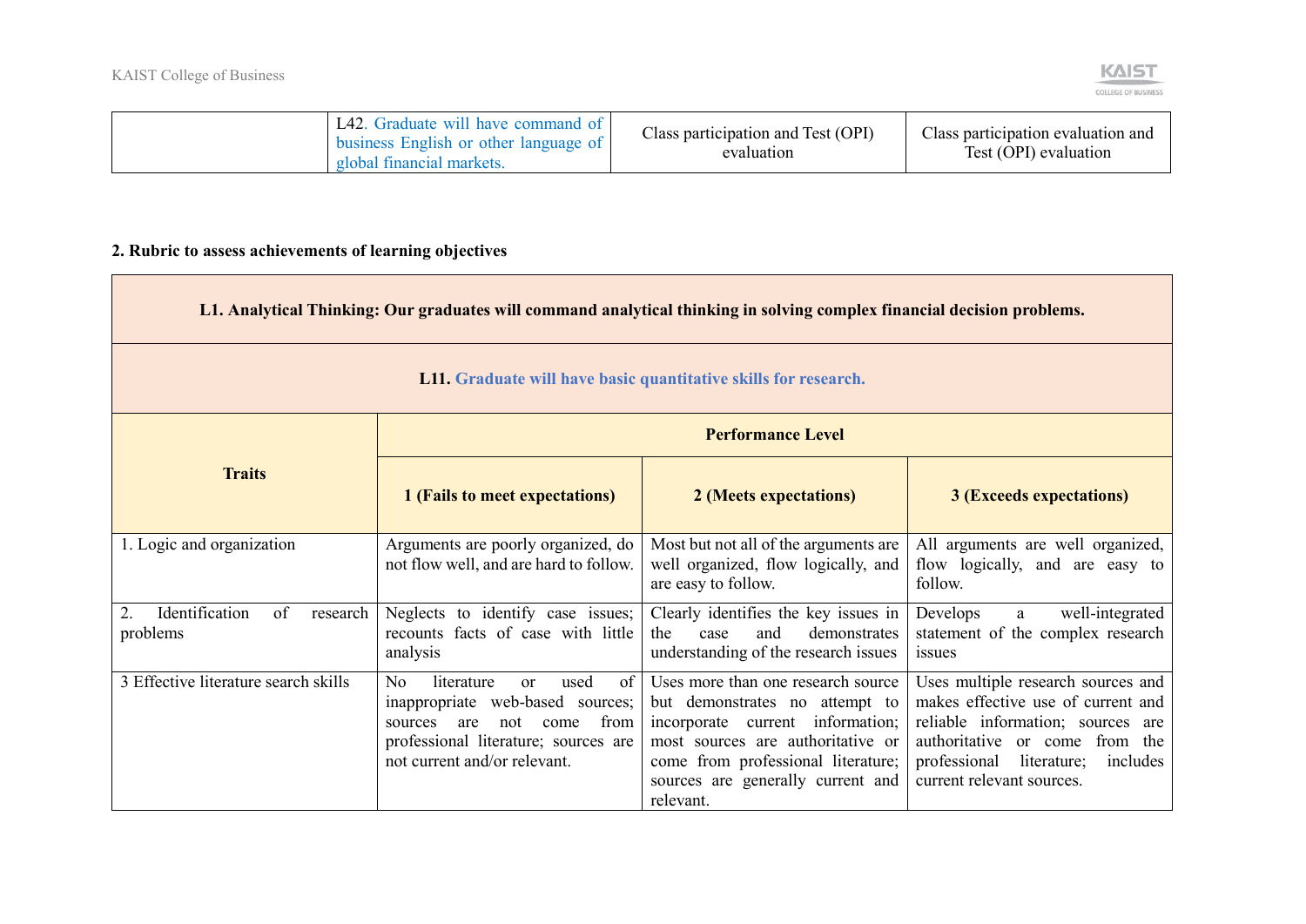| | L42. Graduate will have command of business English or other language of global financial markets. | Class participation and Test (OPI) evaluation | Class participation evaluation and Test (OPI) evaluation |
|---|---|---|---|

**2. Rubric to assess achievements of learning objectives**

| **L1. Analytical Thinking: Our graduates will command analytical thinking in solving complex financial decision problems.** | | | |
|---|---|---|---|
| **L11. Graduate will have basic quantitative skills for research.** | | | |
| **Traits** | **Performance Level** | | |
| | **1 (Fails to meet expectations)** | **2 (Meets expectations)** | **3 (Exceeds expectations)** |
| 1. Logic and organization | Arguments are poorly organized, do not flow well, and are hard to follow. | Most but not all of the arguments are well organized, flow logically, and are easy to follow. | All arguments are well organized, flow logically, and are easy to follow. |
| 2. Identification of research problems | Neglects to identify case issues; recounts facts of case with little analysis | Clearly identifies the key issues in the case and demonstrates understanding of the research issues | Develops a well-integrated statement of the complex research issues |
| 3 Effective literature search skills | No literature or used of inappropriate web-based sources; sources are not come from professional literature; sources are not current and/or relevant. | Uses more than one research source but demonstrates no attempt to incorporate current information; most sources are authoritative or come from professional literature; sources are generally current and relevant. | Uses multiple research sources and makes effective use of current and reliable information; sources are authoritative or come from the professional literature; includes current relevant sources. |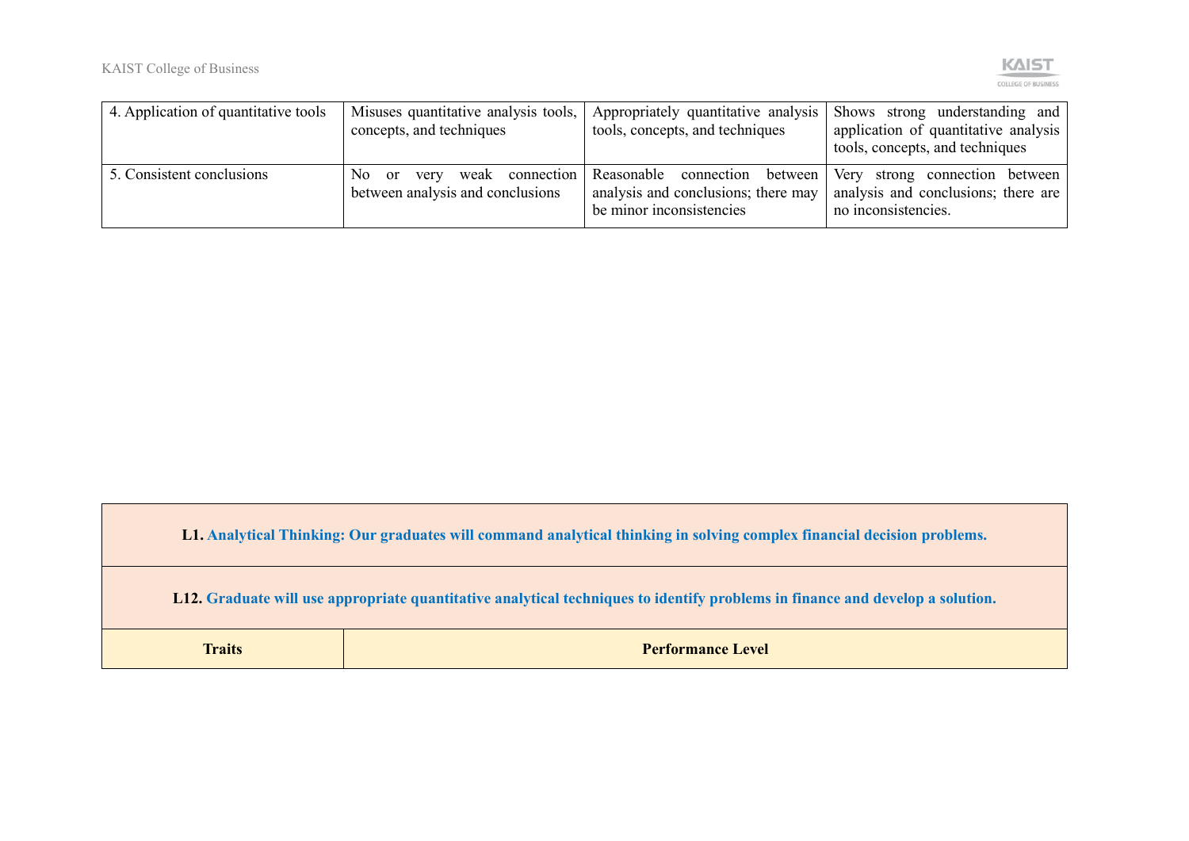| | | | |
|---|---|---|---|
| 4. Application of quantitative tools | Misuses quantitative analysis tools, concepts, and techniques | Appropriately quantitative analysis tools, concepts, and techniques | Shows strong understanding and application of quantitative analysis tools, concepts, and techniques |
| 5. Consistent conclusions | No or very weak connection between analysis and conclusions | Reasonable connection between analysis and conclusions; there may be minor inconsistencies | Very strong connection between analysis and conclusions; there are no inconsistencies. |

| **L1. Analytical Thinking: Our graduates will command analytical thinking in solving complex financial decision problems.** | |
|---|---|
| **L12. Graduate will use appropriate quantitative analytical techniques to identify problems in finance and develop a solution.** | |
| **Traits** | **Performance Level** |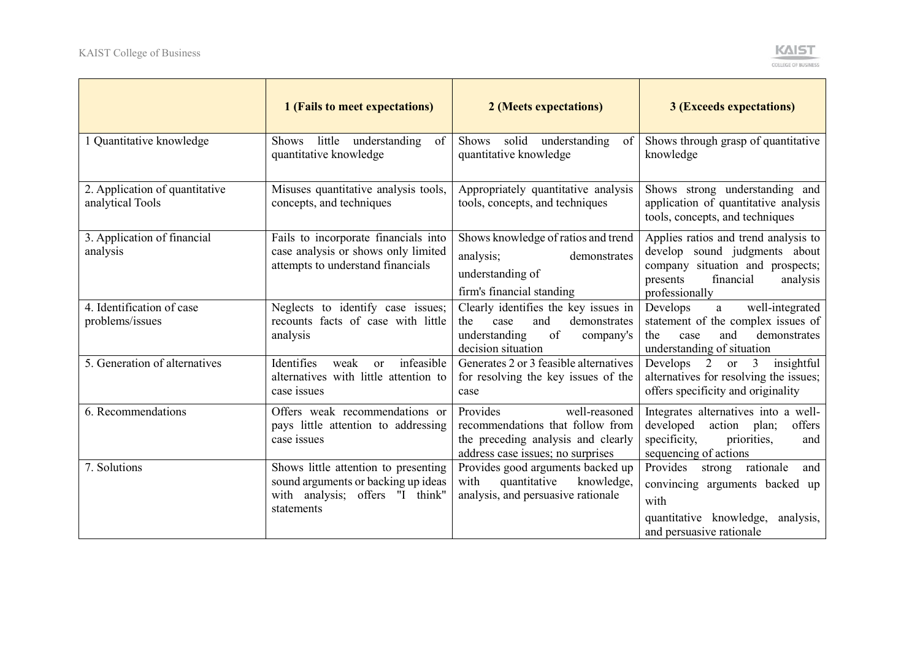| | 1 (Fails to meet expectations) | 2 (Meets expectations) | 3 (Exceeds expectations) |
|---|---|---|---|
| 1 Quantitative knowledge | Shows little understanding of quantitative knowledge | Shows solid understanding of quantitative knowledge | Shows through grasp of quantitative knowledge |
| 2. Application of quantitative analytical Tools | Misuses quantitative analysis tools, concepts, and techniques | Appropriately quantitative analysis tools, concepts, and techniques | Shows strong understanding and application of quantitative analysis tools, concepts, and techniques |
| 3. Application of financial analysis | Fails to incorporate financials into case analysis or shows only limited attempts to understand financials | Shows knowledge of ratios and trend analysis; demonstrates understanding of firm's financial standing | Applies ratios and trend analysis to develop sound judgments about company situation and prospects; presents financial analysis professionally |
| 4. Identification of case problems/issues | Neglects to identify case issues; recounts facts of case with little analysis | Clearly identifies the key issues in the case and demonstrates understanding of company's decision situation | Develops a well-integrated statement of the complex issues of the case and demonstrates understanding of situation |
| 5. Generation of alternatives | Identifies weak or infeasible alternatives with little attention to case issues | Generates 2 or 3 feasible alternatives for resolving the key issues of the case | Develops 2 or 3 insightful alternatives for resolving the issues; offers specificity and originality |
| 6. Recommendations | Offers weak recommendations or pays little attention to addressing case issues | Provides well-reasoned recommendations that follow from the preceding analysis and clearly address case issues; no surprises | Integrates alternatives into a well-developed action plan; offers specificity, priorities, and sequencing of actions |
| 7. Solutions | Shows little attention to presenting sound arguments or backing up ideas with analysis; offers "I think" statements | Provides good arguments backed up with quantitative knowledge, analysis, and persuasive rationale | Provides strong rationale and convincing arguments backed up with quantitative knowledge, analysis, and persuasive rationale |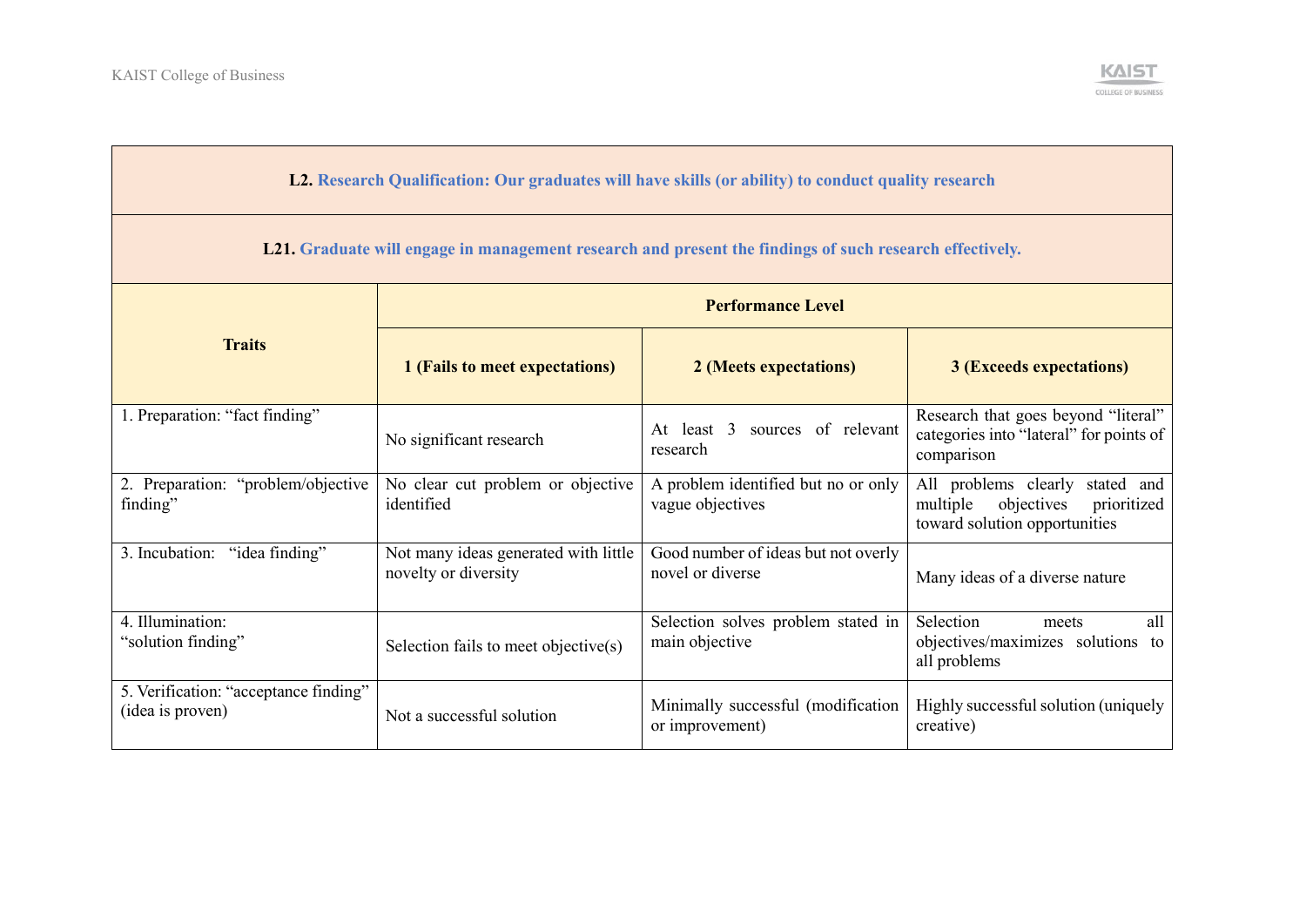| **L2. Research Qualification: Our graduates will have skills (or ability) to conduct quality research** | | | |
|---|---|---|---|
| **L21. Graduate will engage in management research and present the findings of such research effectively.** | | | |
| **Traits** | **Performance Level** | | |
| | **1 (Fails to meet expectations)** | **2 (Meets expectations)** | **3 (Exceeds expectations)** |
| 1. Preparation: "fact finding" | No significant research | At least 3 sources of relevant research | Research that goes beyond "literal" categories into "lateral" for points of comparison |
| 2. Preparation: "problem/objective finding" | No clear cut problem or objective identified | A problem identified but no or only vague objectives | All problems clearly stated and multiple objectives prioritized toward solution opportunities |
| 3. Incubation: "idea finding" | Not many ideas generated with little novelty or diversity | Good number of ideas but not overly novel or diverse | Many ideas of a diverse nature |
| 4. Illumination: "solution finding" | Selection fails to meet objective(s) | Selection solves problem stated in main objective | Selection meets all objectives/maximizes solutions to all problems |
| 5. Verification: "acceptance finding" (idea is proven) | Not a successful solution | Minimally successful (modification or improvement) | Highly successful solution (uniquely creative) |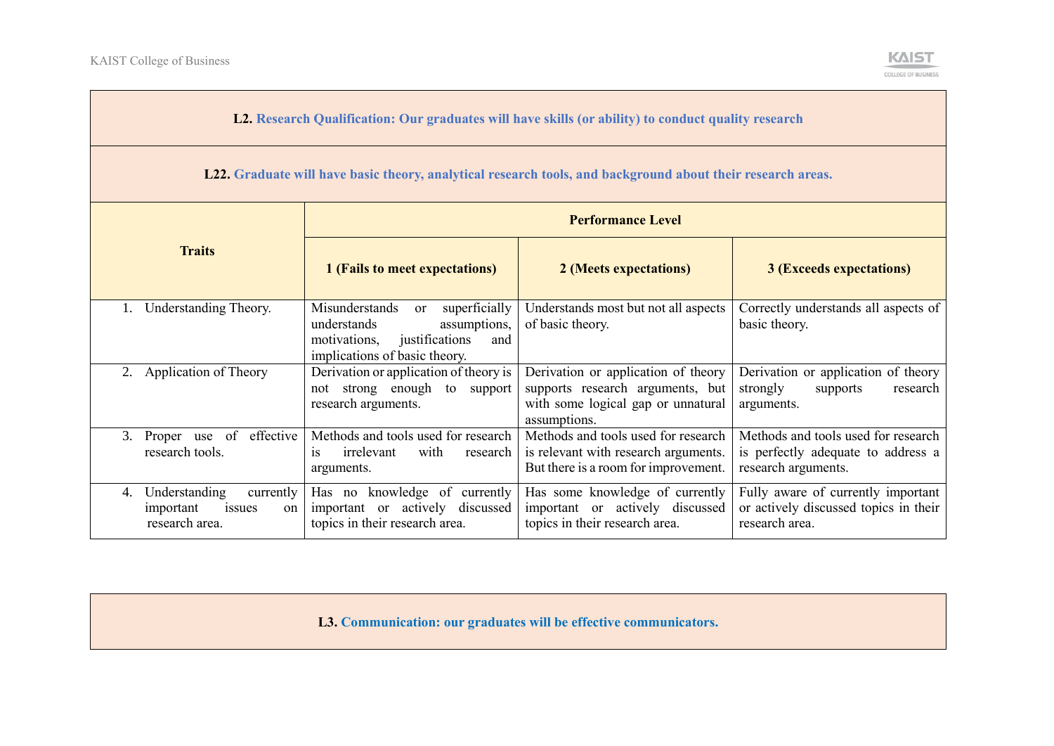**L2. Research Qualification: Our graduates will have skills (or ability) to conduct quality research**

**L22. Graduate will have basic theory, analytical research tools, and background about their research areas.**

| Traits | Performance Level | | |
|---|---|---|---|
| | **1 (Fails to meet expectations)** | **2 (Meets expectations)** | **3 (Exceeds expectations)** |
| 1. Understanding Theory. | Misunderstands or superficially understands assumptions, motivations, justifications and implications of basic theory. | Understands most but not all aspects of basic theory. | Correctly understands all aspects of basic theory. |
| 2. Application of Theory | Derivation or application of theory is not strong enough to support research arguments. | Derivation or application of theory supports research arguments, but with some logical gap or unnatural assumptions. | Derivation or application of theory strongly supports research arguments. |
| 3. Proper use of effective research tools. | Methods and tools used for research is irrelevant with research arguments. | Methods and tools used for research is relevant with research arguments. But there is a room for improvement. | Methods and tools used for research is perfectly adequate to address a research arguments. |
| 4. Understanding currently important issues on research area. | Has no knowledge of currently important or actively discussed topics in their research area. | Has some knowledge of currently important or actively discussed topics in their research area. | Fully aware of currently important or actively discussed topics in their research area. |

**L3. Communication: our graduates will be effective communicators.**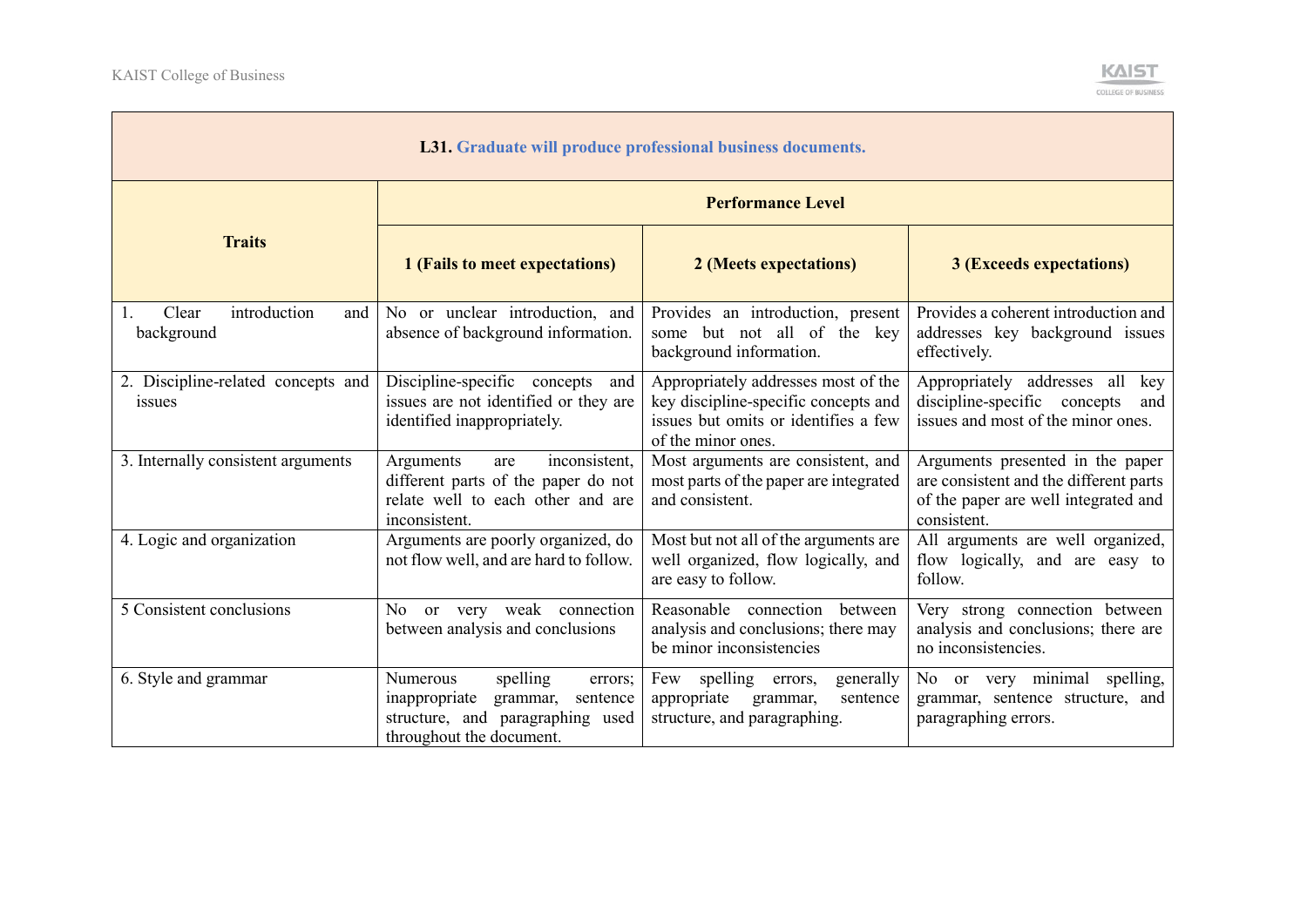| **L31. Graduate will produce professional business documents.** | | | |
|---|---|---|---|
| **Traits** | **Performance Level** | | |
| | **1 (Fails to meet expectations)** | **2 (Meets expectations)** | **3 (Exceeds expectations)** |
| 1. Clear introduction and background | No or unclear introduction, and absence of background information. | Provides an introduction, present some but not all of the key background information. | Provides a coherent introduction and addresses key background issues effectively. |
| 2. Discipline-related concepts and issues | Discipline-specific concepts and issues are not identified or they are identified inappropriately. | Appropriately addresses most of the key discipline-specific concepts and issues but omits or identifies a few of the minor ones. | Appropriately addresses all key discipline-specific concepts and issues and most of the minor ones. |
| 3. Internally consistent arguments | Arguments are inconsistent, different parts of the paper do not relate well to each other and are inconsistent. | Most arguments are consistent, and most parts of the paper are integrated and consistent. | Arguments presented in the paper are consistent and the different parts of the paper are well integrated and consistent. |
| 4. Logic and organization | Arguments are poorly organized, do not flow well, and are hard to follow. | Most but not all of the arguments are well organized, flow logically, and are easy to follow. | All arguments are well organized, flow logically, and are easy to follow. |
| 5 Consistent conclusions | No or very weak connection between analysis and conclusions | Reasonable connection between analysis and conclusions; there may be minor inconsistencies | Very strong connection between analysis and conclusions; there are no inconsistencies. |
| 6. Style and grammar | Numerous spelling errors; inappropriate grammar, sentence structure, and paragraphing used throughout the document. | Few spelling errors, generally appropriate grammar, sentence structure, and paragraphing. | No or very minimal spelling, grammar, sentence structure, and paragraphing errors. |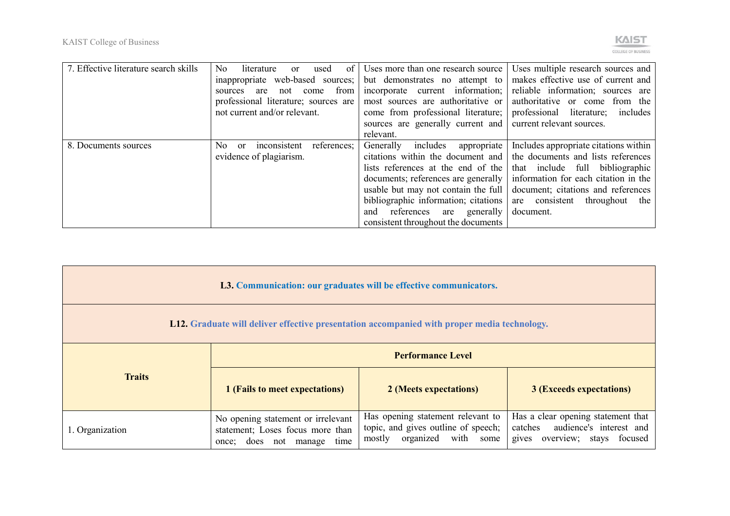| | | | |
|---|---|---|---|
| 7. Effective literature search skills | No literature or used of inappropriate web-based sources; sources are not come from professional literature; sources are not current and/or relevant. | Uses more than one research source but demonstrates no attempt to incorporate current information; most sources are authoritative or come from professional literature; sources are generally current and relevant. | Uses multiple research sources and makes effective use of current and reliable information; sources are authoritative or come from the professional literature; includes current relevant sources. |
| 8. Documents sources | No or inconsistent references; evidence of plagiarism. | Generally includes appropriate citations within the document and lists references at the end of the documents; references are generally usable but may not contain the full bibliographic information; citations and references are generally consistent throughout the documents | Includes appropriate citations within the documents and lists references that include full bibliographic information for each citation in the document; citations and references are consistent throughout the document. |

| **L3. Communication: our graduates will be effective communicators.** | | | |
|---|---|---|---|
| **L12. Graduate will deliver effective presentation accompanied with proper media technology.** | | | |
| **Traits** | **Performance Level** | | |
| | **1 (Fails to meet expectations)** | **2 (Meets expectations)** | **3 (Exceeds expectations)** |
| 1. Organization | No opening statement or irrelevant statement; Loses focus more than once; does not manage time | Has opening statement relevant to topic, and gives outline of speech; mostly organized with some | Has a clear opening statement that catches audience's interest and gives overview; stays focused |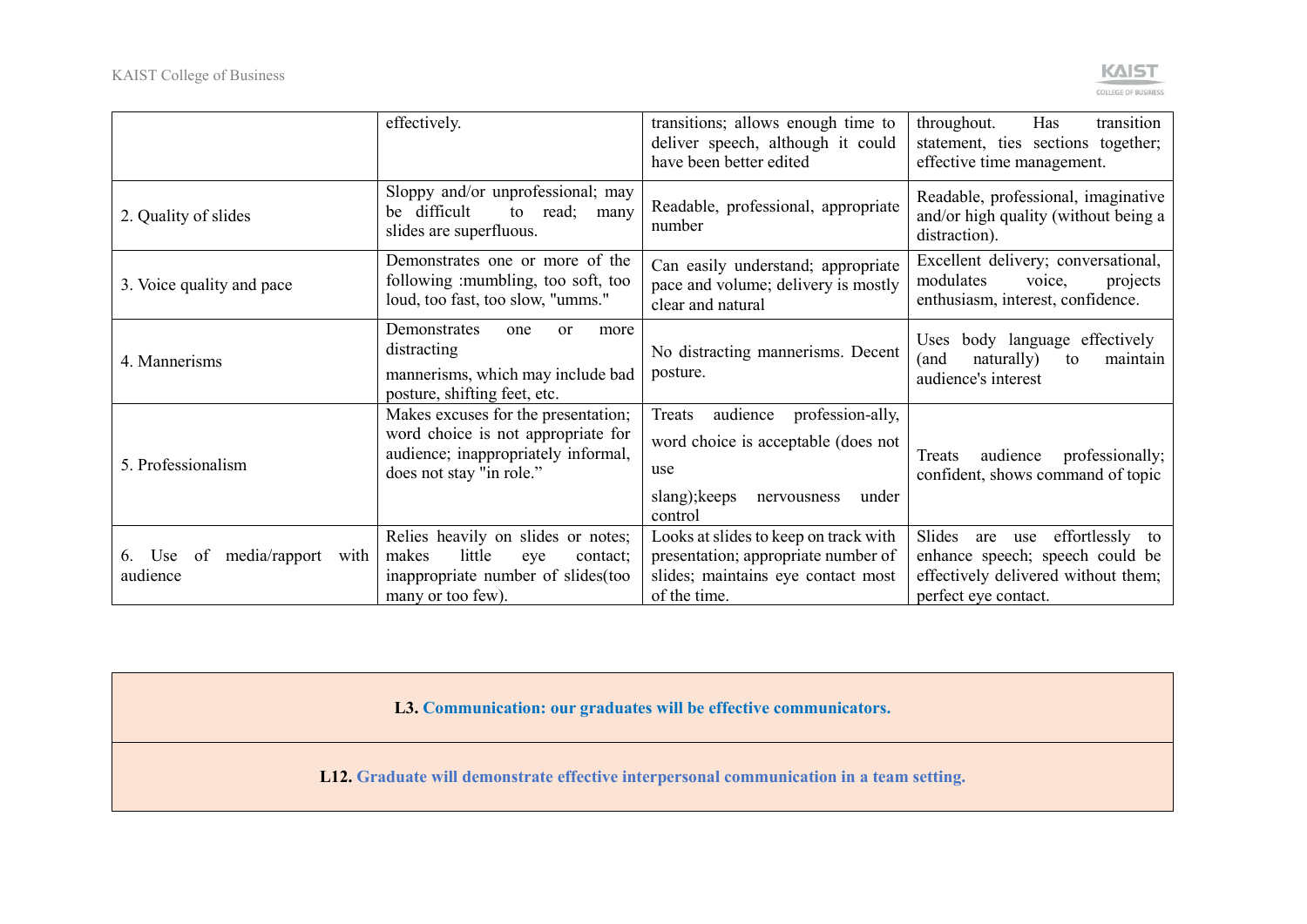| | | | |
|---|---|---|---|
| | effectively. | transitions; allows enough time to deliver speech, although it could have been better edited | throughout. Has transition statement, ties sections together; effective time management. |
| 2. Quality of slides | Sloppy and/or unprofessional; may be difficult to read; many slides are superfluous. | Readable, professional, appropriate number | Readable, professional, imaginative and/or high quality (without being a distraction). |
| 3. Voice quality and pace | Demonstrates one or more of the following :mumbling, too soft, too loud, too fast, too slow, "umms." | Can easily understand; appropriate pace and volume; delivery is mostly clear and natural | Excellent delivery; conversational, modulates voice, projects enthusiasm, interest, confidence. |
| 4. Mannerisms | Demonstrates one or more distracting mannerisms, which may include bad posture, shifting feet, etc. | No distracting mannerisms. Decent posture. | Uses body language effectively (and naturally) to maintain audience's interest |
| 5. Professionalism | Makes excuses for the presentation; word choice is not appropriate for audience; inappropriately informal, does not stay "in role." | Treats audience profession-ally, word choice is acceptable (does not use slang);keeps nervousness under control | Treats audience professionally; confident, shows command of topic |
| 6. Use of media/rapport with audience | Relies heavily on slides or notes; makes little eye contact; inappropriate number of slides(too many or too few). | Looks at slides to keep on track with presentation; appropriate number of slides; maintains eye contact most of the time. | Slides are use effortlessly to enhance speech; speech could be effectively delivered without them; perfect eye contact. |

| **L3. Communication: our graduates will be effective communicators.** |
|---|
| **L12. Graduate will demonstrate effective interpersonal communication in a team setting.** |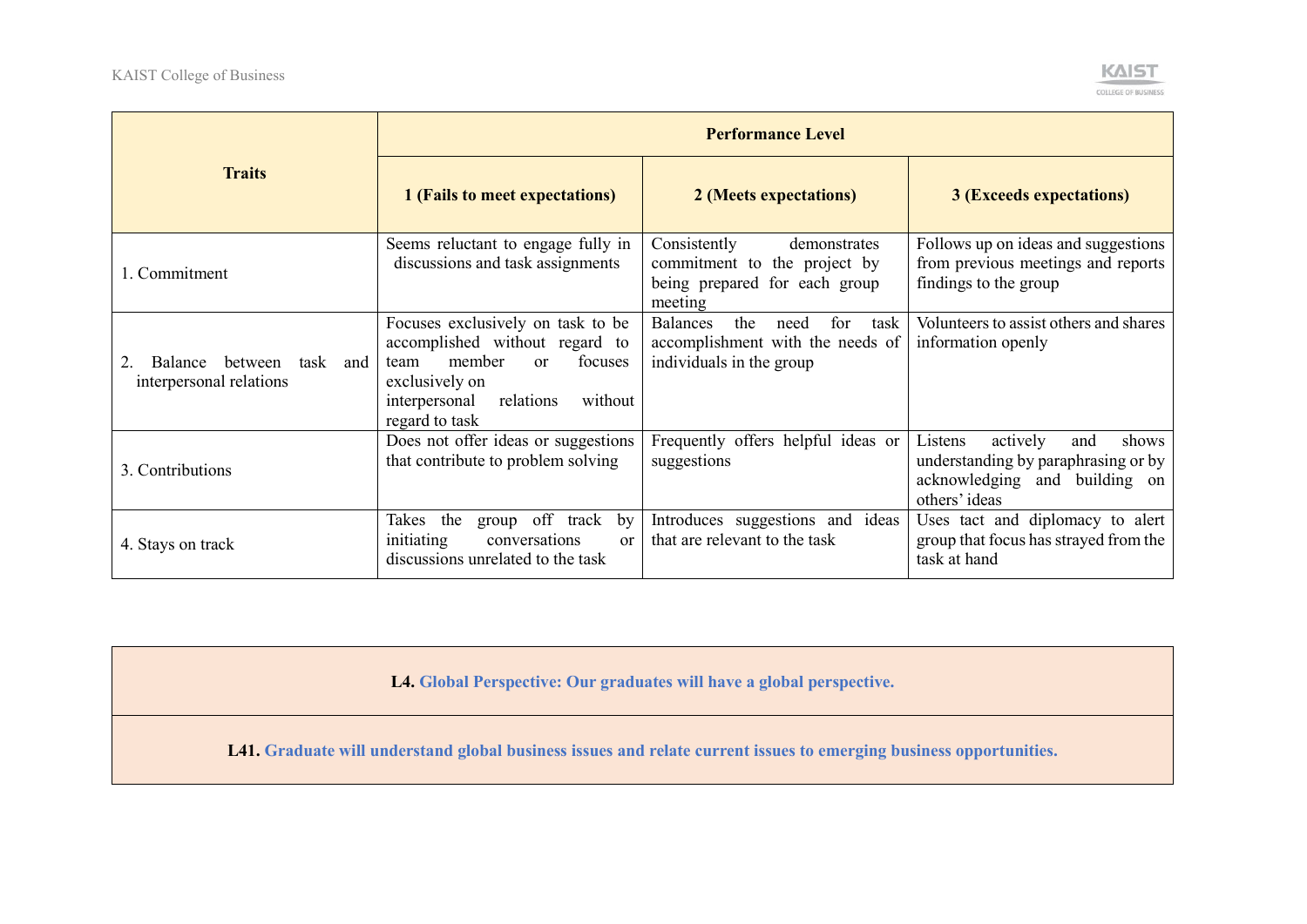| Traits | Performance Level | | |
|---|---|---|---|
| | **1 (Fails to meet expectations)** | **2 (Meets expectations)** | **3 (Exceeds expectations)** |
| 1. Commitment | Seems reluctant to engage fully in discussions and task assignments | Consistently demonstrates commitment to the project by being prepared for each group meeting | Follows up on ideas and suggestions from previous meetings and reports findings to the group |
| 2. Balance between task and interpersonal relations | Focuses exclusively on task to be accomplished without regard to team member or focuses exclusively on interpersonal relations without regard to task | Balances the need for task accomplishment with the needs of individuals in the group | Volunteers to assist others and shares information openly |
| 3. Contributions | Does not offer ideas or suggestions that contribute to problem solving | Frequently offers helpful ideas or suggestions | Listens actively and shows understanding by paraphrasing or by acknowledging and building on others' ideas |
| 4. Stays on track | Takes the group off track by initiating conversations or discussions unrelated to the task | Introduces suggestions and ideas that are relevant to the task | Uses tact and diplomacy to alert group that focus has strayed from the task at hand |

| **L4. Global Perspective: Our graduates will have a global perspective.** |
|---|
| **L41. Graduate will understand global business issues and relate current issues to emerging business opportunities.** |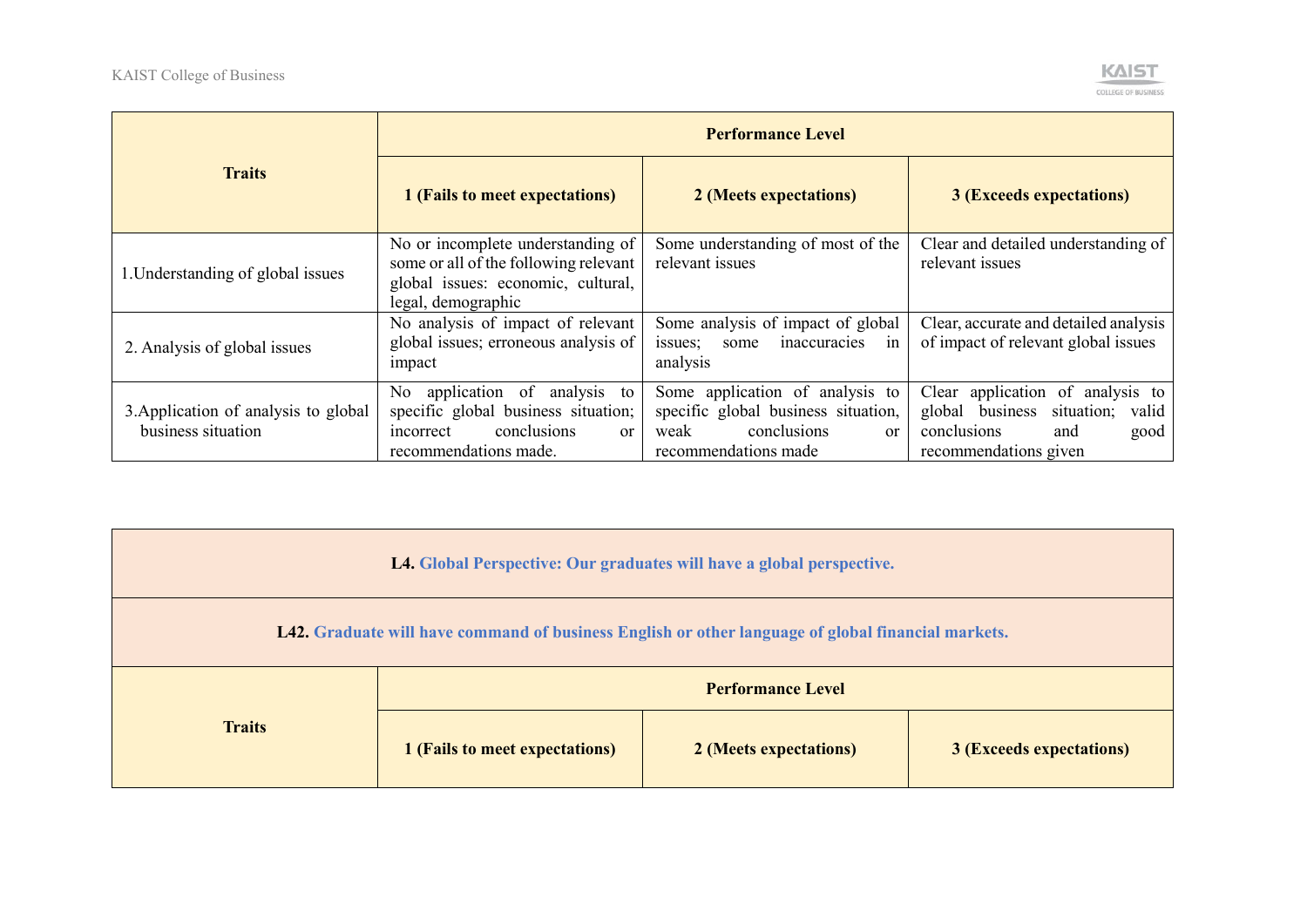| Traits | Performance Level | | |
|---|---|---|---|
| | 1 (Fails to meet expectations) | 2 (Meets expectations) | 3 (Exceeds expectations) |
| 1.Understanding of global issues | No or incomplete understanding of some or all of the following relevant global issues: economic, cultural, legal, demographic | Some understanding of most of the relevant issues | Clear and detailed understanding of relevant issues |
| 2. Analysis of global issues | No analysis of impact of relevant global issues; erroneous analysis of impact | Some analysis of impact of global issues; some inaccuracies in analysis | Clear, accurate and detailed analysis of impact of relevant global issues |
| 3.Application of analysis to global business situation | No application of analysis to specific global business situation; incorrect conclusions or recommendations made. | Some application of analysis to specific global business situation, weak conclusions or recommendations made | Clear application of analysis to global business situation; valid conclusions and good recommendations given |

**L4. Global Perspective: Our graduates will have a global perspective.**

**L42. Graduate will have command of business English or other language of global financial markets.**

| Traits | Performance Level | | |
|---|---|---|---|
| | 1 (Fails to meet expectations) | 2 (Meets expectations) | 3 (Exceeds expectations) |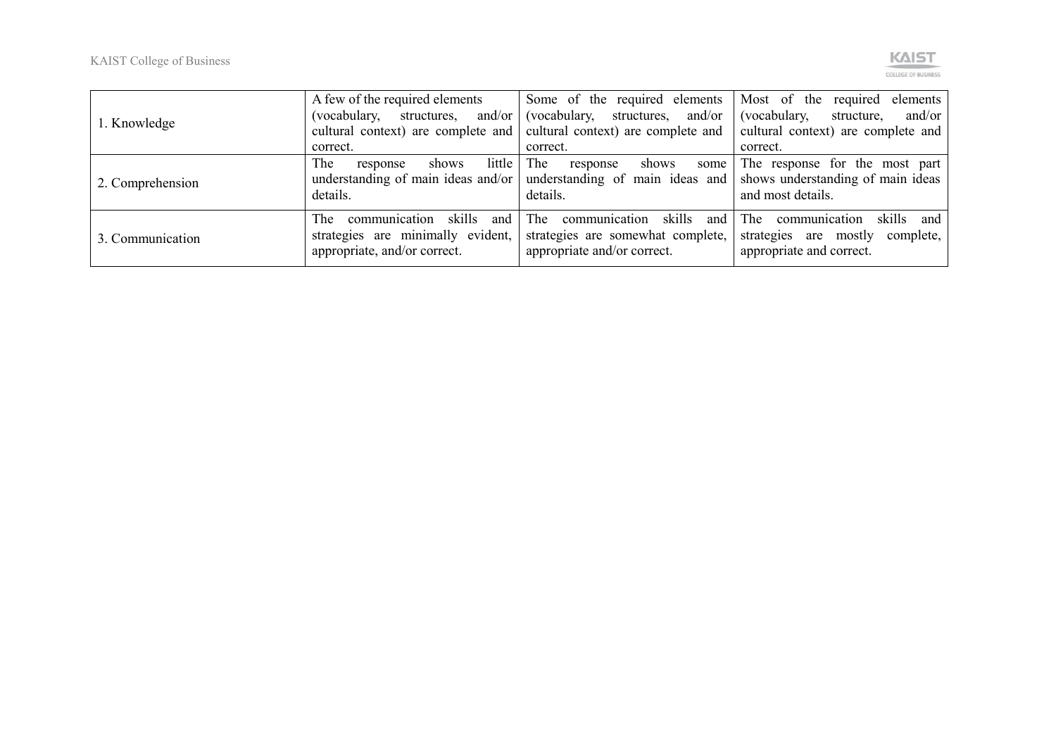| | | | |
|---|---|---|---|
| 1. Knowledge | A few of the required elements (vocabulary, structures, and/or cultural context) are complete and correct. | Some of the required elements (vocabulary, structures, and/or cultural context) are complete and correct. | Most of the required elements (vocabulary, structure, and/or cultural context) are complete and correct. |
| 2. Comprehension | The response shows little understanding of main ideas and/or details. | The response shows some understanding of main ideas and details. | The response for the most part shows understanding of main ideas and most details. |
| 3. Communication | The communication skills and strategies are minimally evident, appropriate, and/or correct. | The communication skills and strategies are somewhat complete, appropriate and/or correct. | The communication skills and strategies are mostly complete, appropriate and correct. |